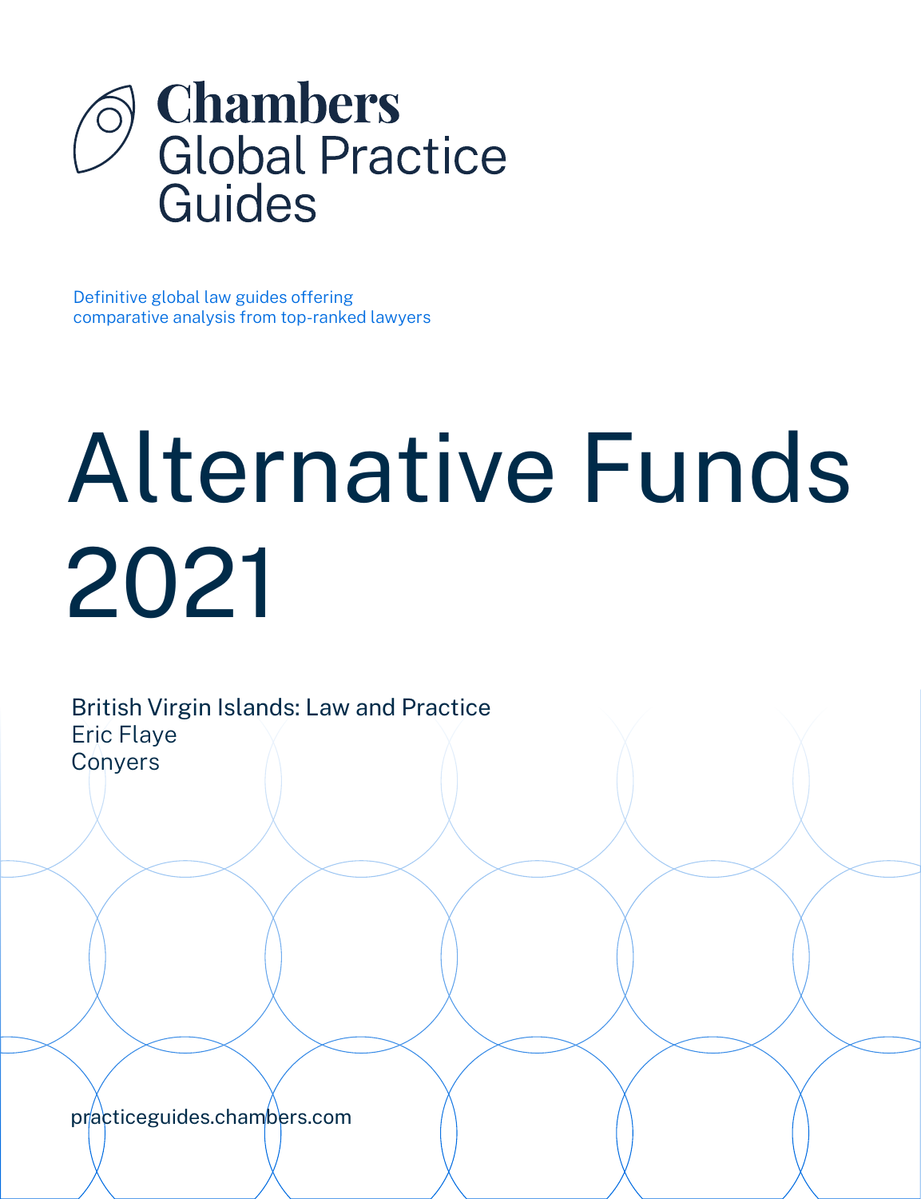# Chambers Global Practice Guides

Definitive global law guides offering comparative analysis from top-ranked lawyers

# Alternative Funds 2021

British Virgin Islands: Law and Practice
Eric Flaye
Conyers

practiceguides.chambers.com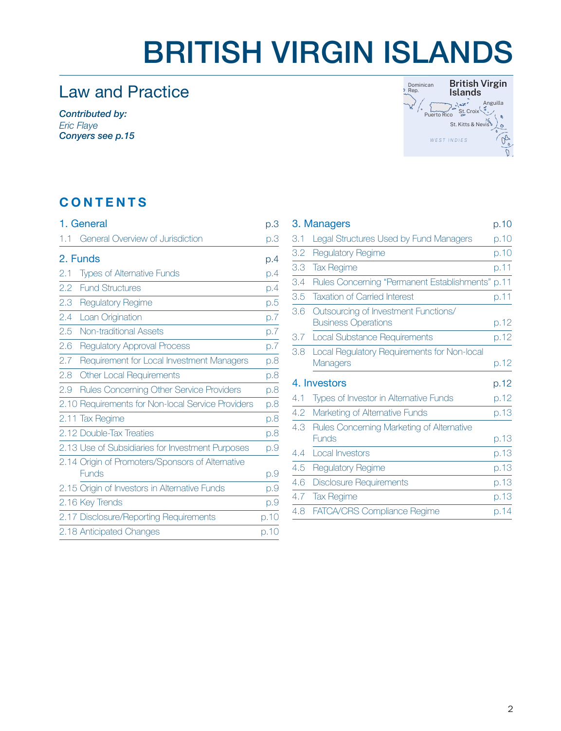# BRITISH VIRGIN ISLANDS

## Law and Practice

***Contributed by:***
*Eric Flaye*
***Conyers see p.15***

## CONTENTS

| | | |
|---|---|---|
| **1. General** | | **p.3** |
| 1.1 | General Overview of Jurisdiction | p.3 |
| **2. Funds** | | **p.4** |
| 2.1 | Types of Alternative Funds | p.4 |
| 2.2 | Fund Structures | p.4 |
| 2.3 | Regulatory Regime | p.5 |
| 2.4 | Loan Origination | p.7 |
| 2.5 | Non-traditional Assets | p.7 |
| 2.6 | Regulatory Approval Process | p.7 |
| 2.7 | Requirement for Local Investment Managers | p.8 |
| 2.8 | Other Local Requirements | p.8 |
| 2.9 | Rules Concerning Other Service Providers | p.8 |
| 2.10 | Requirements for Non-local Service Providers | p.8 |
| 2.11 | Tax Regime | p.8 |
| 2.12 | Double-Tax Treaties | p.8 |
| 2.13 | Use of Subsidiaries for Investment Purposes | p.9 |
| 2.14 | Origin of Promoters/Sponsors of Alternative Funds | p.9 |
| 2.15 | Origin of Investors in Alternative Funds | p.9 |
| 2.16 | Key Trends | p.9 |
| 2.17 | Disclosure/Reporting Requirements | p.10 |
| 2.18 | Anticipated Changes | p.10 |
| **3. Managers** | | **p.10** |
| 3.1 | Legal Structures Used by Fund Managers | p.10 |
| 3.2 | Regulatory Regime | p.10 |
| 3.3 | Tax Regime | p.11 |
| 3.4 | Rules Concerning "Permanent Establishments" | p.11 |
| 3.5 | Taxation of Carried Interest | p.11 |
| 3.6 | Outsourcing of Investment Functions/ Business Operations | p.12 |
| 3.7 | Local Substance Requirements | p.12 |
| 3.8 | Local Regulatory Requirements for Non-local Managers | p.12 |
| **4. Investors** | | **p.12** |
| 4.1 | Types of Investor in Alternative Funds | p.12 |
| 4.2 | Marketing of Alternative Funds | p.13 |
| 4.3 | Rules Concerning Marketing of Alternative Funds | p.13 |
| 4.4 | Local Investors | p.13 |
| 4.5 | Regulatory Regime | p.13 |
| 4.6 | Disclosure Requirements | p.13 |
| 4.7 | Tax Regime | p.13 |
| 4.8 | FATCA/CRS Compliance Regime | p.14 |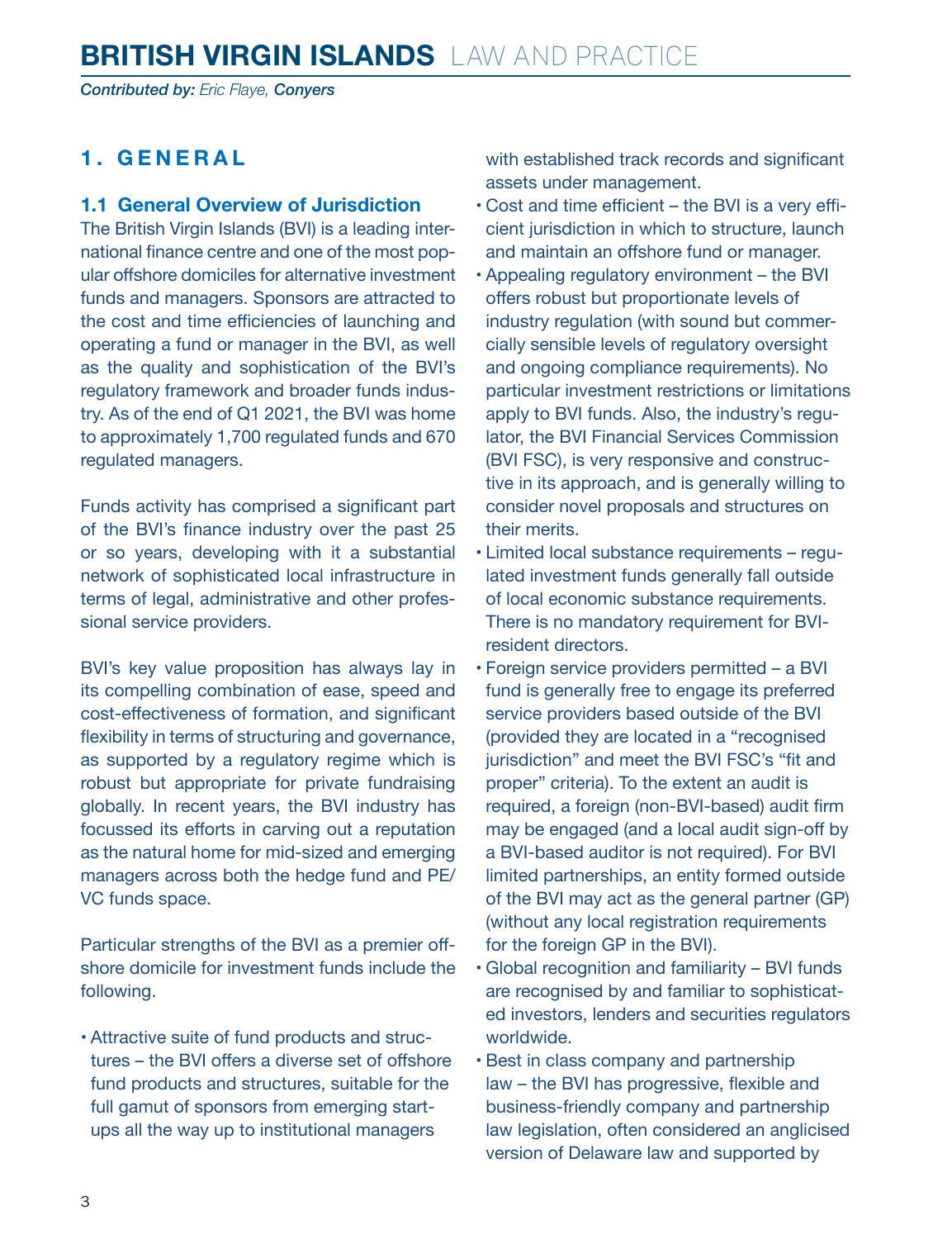# BRITISH VIRGIN ISLANDS LAW AND PRACTICE

*Contributed by: Eric Flaye, Conyers*

## 1. GENERAL

### 1.1 General Overview of Jurisdiction

The British Virgin Islands (BVI) is a leading international finance centre and one of the most popular offshore domiciles for alternative investment funds and managers. Sponsors are attracted to the cost and time efficiencies of launching and operating a fund or manager in the BVI, as well as the quality and sophistication of the BVI's regulatory framework and broader funds industry. As of the end of Q1 2021, the BVI was home to approximately 1,700 regulated funds and 670 regulated managers.

Funds activity has comprised a significant part of the BVI's finance industry over the past 25 or so years, developing with it a substantial network of sophisticated local infrastructure in terms of legal, administrative and other professional service providers.

BVI's key value proposition has always lay in its compelling combination of ease, speed and cost-effectiveness of formation, and significant flexibility in terms of structuring and governance, as supported by a regulatory regime which is robust but appropriate for private fundraising globally. In recent years, the BVI industry has focussed its efforts in carving out a reputation as the natural home for mid-sized and emerging managers across both the hedge fund and PE/VC funds space.

Particular strengths of the BVI as a premier offshore domicile for investment funds include the following.

- Attractive suite of fund products and structures – the BVI offers a diverse set of offshore fund products and structures, suitable for the full gamut of sponsors from emerging start-ups all the way up to institutional managers with established track records and significant assets under management.
- Cost and time efficient – the BVI is a very efficient jurisdiction in which to structure, launch and maintain an offshore fund or manager.
- Appealing regulatory environment – the BVI offers robust but proportionate levels of industry regulation (with sound but commercially sensible levels of regulatory oversight and ongoing compliance requirements). No particular investment restrictions or limitations apply to BVI funds. Also, the industry's regulator, the BVI Financial Services Commission (BVI FSC), is very responsive and constructive in its approach, and is generally willing to consider novel proposals and structures on their merits.
- Limited local substance requirements – regulated investment funds generally fall outside of local economic substance requirements. There is no mandatory requirement for BVI-resident directors.
- Foreign service providers permitted – a BVI fund is generally free to engage its preferred service providers based outside of the BVI (provided they are located in a "recognised jurisdiction" and meet the BVI FSC's "fit and proper" criteria). To the extent an audit is required, a foreign (non-BVI-based) audit firm may be engaged (and a local audit sign-off by a BVI-based auditor is not required). For BVI limited partnerships, an entity formed outside of the BVI may act as the general partner (GP) (without any local registration requirements for the foreign GP in the BVI).
- Global recognition and familiarity – BVI funds are recognised by and familiar to sophisticated investors, lenders and securities regulators worldwide.
- Best in class company and partnership law – the BVI has progressive, flexible and business-friendly company and partnership law legislation, often considered an anglicised version of Delaware law and supported by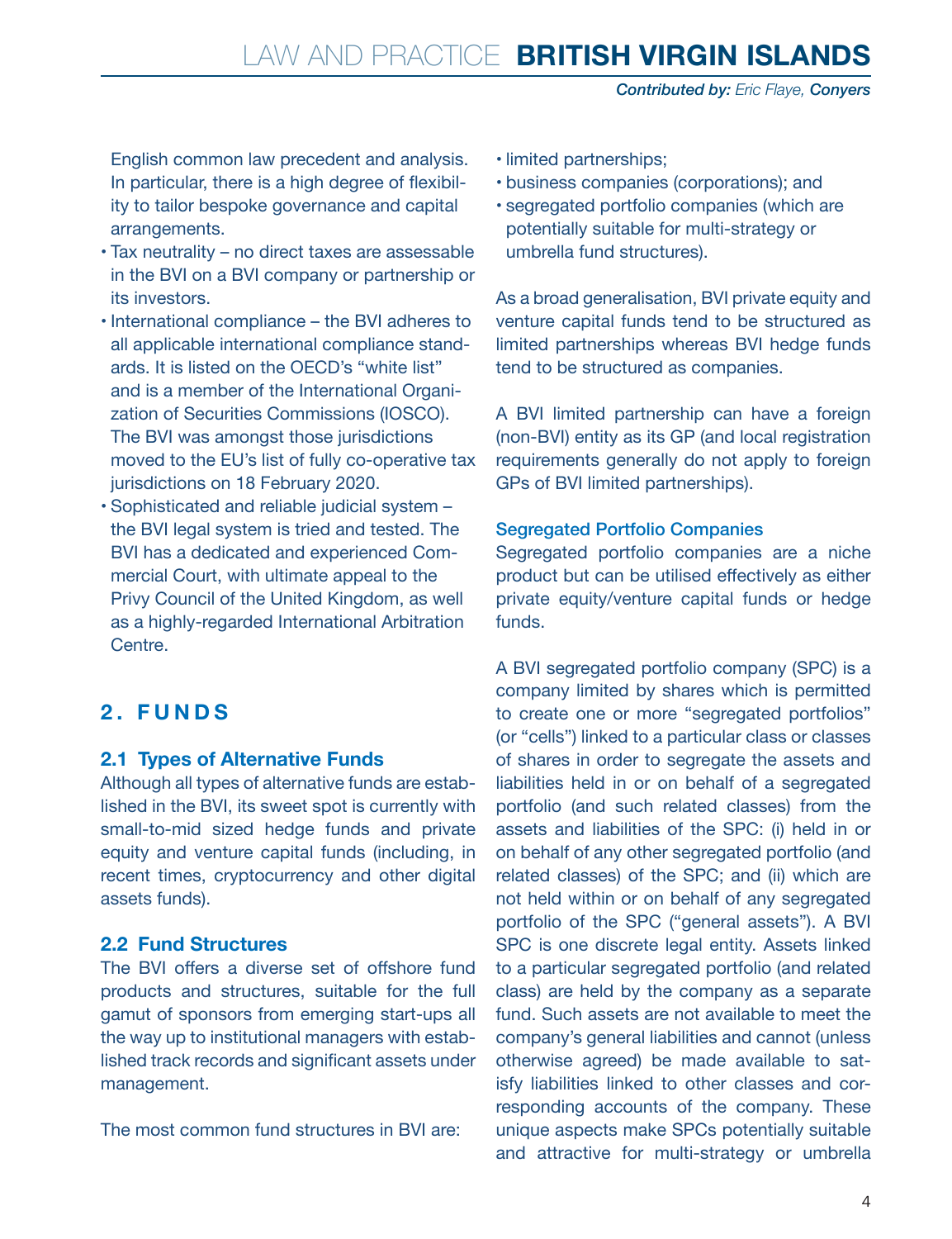English common law precedent and analysis. In particular, there is a high degree of flexibility to tailor bespoke governance and capital arrangements.

- Tax neutrality – no direct taxes are assessable in the BVI on a BVI company or partnership or its investors.
- International compliance – the BVI adheres to all applicable international compliance standards. It is listed on the OECD's "white list" and is a member of the International Organization of Securities Commissions (IOSCO). The BVI was amongst those jurisdictions moved to the EU's list of fully co-operative tax jurisdictions on 18 February 2020.
- Sophisticated and reliable judicial system – the BVI legal system is tried and tested. The BVI has a dedicated and experienced Commercial Court, with ultimate appeal to the Privy Council of the United Kingdom, as well as a highly-regarded International Arbitration Centre.

## 2. FUNDS

### 2.1 Types of Alternative Funds

Although all types of alternative funds are established in the BVI, its sweet spot is currently with small-to-mid sized hedge funds and private equity and venture capital funds (including, in recent times, cryptocurrency and other digital assets funds).

### 2.2 Fund Structures

The BVI offers a diverse set of offshore fund products and structures, suitable for the full gamut of sponsors from emerging start-ups all the way up to institutional managers with established track records and significant assets under management.

The most common fund structures in BVI are:

- limited partnerships;
- business companies (corporations); and
- segregated portfolio companies (which are potentially suitable for multi-strategy or umbrella fund structures).

As a broad generalisation, BVI private equity and venture capital funds tend to be structured as limited partnerships whereas BVI hedge funds tend to be structured as companies.

A BVI limited partnership can have a foreign (non-BVI) entity as its GP (and local registration requirements generally do not apply to foreign GPs of BVI limited partnerships).

#### Segregated Portfolio Companies

Segregated portfolio companies are a niche product but can be utilised effectively as either private equity/venture capital funds or hedge funds.

A BVI segregated portfolio company (SPC) is a company limited by shares which is permitted to create one or more "segregated portfolios" (or "cells") linked to a particular class or classes of shares in order to segregate the assets and liabilities held in or on behalf of a segregated portfolio (and such related classes) from the assets and liabilities of the SPC: (i) held in or on behalf of any other segregated portfolio (and related classes) of the SPC; and (ii) which are not held within or on behalf of any segregated portfolio of the SPC ("general assets"). A BVI SPC is one discrete legal entity. Assets linked to a particular segregated portfolio (and related class) are held by the company as a separate fund. Such assets are not available to meet the company's general liabilities and cannot (unless otherwise agreed) be made available to satisfy liabilities linked to other classes and corresponding accounts of the company. These unique aspects make SPCs potentially suitable and attractive for multi-strategy or umbrella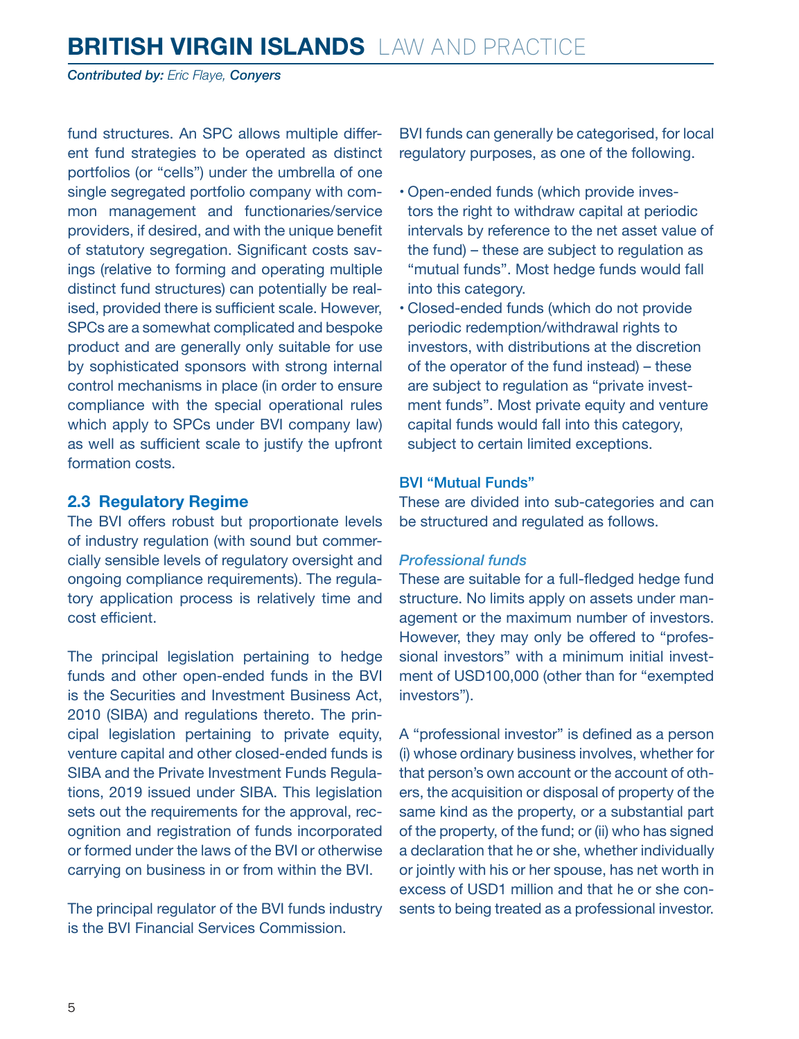fund structures. An SPC allows multiple different fund strategies to be operated as distinct portfolios (or "cells") under the umbrella of one single segregated portfolio company with common management and functionaries/service providers, if desired, and with the unique benefit of statutory segregation. Significant costs savings (relative to forming and operating multiple distinct fund structures) can potentially be realised, provided there is sufficient scale. However, SPCs are a somewhat complicated and bespoke product and are generally only suitable for use by sophisticated sponsors with strong internal control mechanisms in place (in order to ensure compliance with the special operational rules which apply to SPCs under BVI company law) as well as sufficient scale to justify the upfront formation costs.

## 2.3 Regulatory Regime

The BVI offers robust but proportionate levels of industry regulation (with sound but commercially sensible levels of regulatory oversight and ongoing compliance requirements). The regulatory application process is relatively time and cost efficient.

The principal legislation pertaining to hedge funds and other open-ended funds in the BVI is the Securities and Investment Business Act, 2010 (SIBA) and regulations thereto. The principal legislation pertaining to private equity, venture capital and other closed-ended funds is SIBA and the Private Investment Funds Regulations, 2019 issued under SIBA. This legislation sets out the requirements for the approval, recognition and registration of funds incorporated or formed under the laws of the BVI or otherwise carrying on business in or from within the BVI.

The principal regulator of the BVI funds industry is the BVI Financial Services Commission.

BVI funds can generally be categorised, for local regulatory purposes, as one of the following.

- Open-ended funds (which provide investors the right to withdraw capital at periodic intervals by reference to the net asset value of the fund) – these are subject to regulation as "mutual funds". Most hedge funds would fall into this category.
- Closed-ended funds (which do not provide periodic redemption/withdrawal rights to investors, with distributions at the discretion of the operator of the fund instead) – these are subject to regulation as "private investment funds". Most private equity and venture capital funds would fall into this category, subject to certain limited exceptions.

### BVI "Mutual Funds"

These are divided into sub-categories and can be structured and regulated as follows.

#### *Professional funds*

These are suitable for a full-fledged hedge fund structure. No limits apply on assets under management or the maximum number of investors. However, they may only be offered to "professional investors" with a minimum initial investment of USD100,000 (other than for "exempted investors").

A "professional investor" is defined as a person (i) whose ordinary business involves, whether for that person's own account or the account of others, the acquisition or disposal of property of the same kind as the property, or a substantial part of the property, of the fund; or (ii) who has signed a declaration that he or she, whether individually or jointly with his or her spouse, has net worth in excess of USD1 million and that he or she consents to being treated as a professional investor.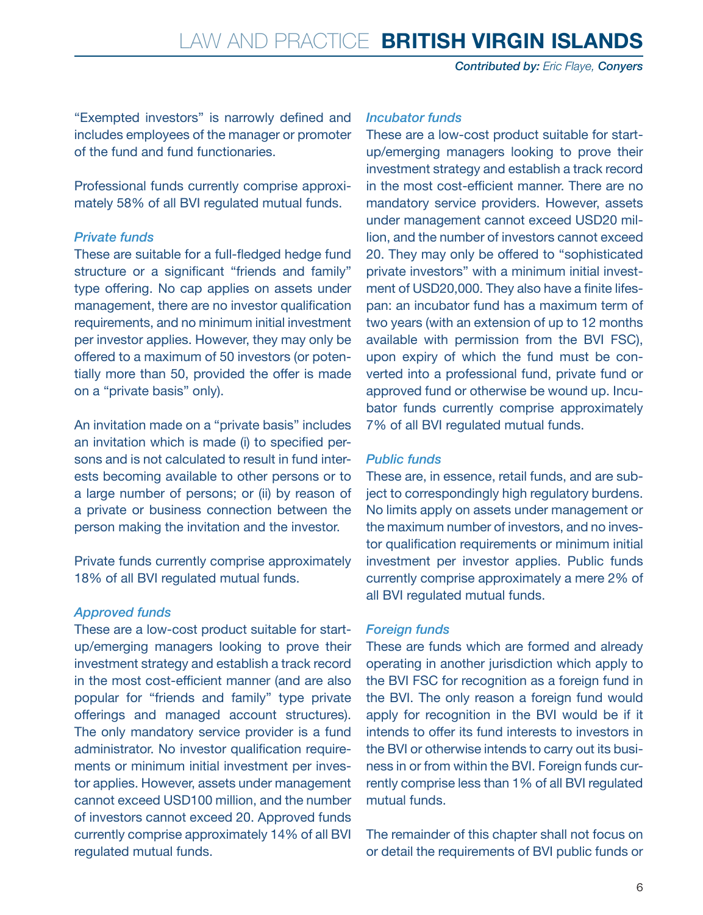"Exempted investors" is narrowly defined and includes employees of the manager or promoter of the fund and fund functionaries.

Professional funds currently comprise approximately 58% of all BVI regulated mutual funds.

*Private funds*

These are suitable for a full-fledged hedge fund structure or a significant "friends and family" type offering. No cap applies on assets under management, there are no investor qualification requirements, and no minimum initial investment per investor applies. However, they may only be offered to a maximum of 50 investors (or potentially more than 50, provided the offer is made on a "private basis" only).

An invitation made on a "private basis" includes an invitation which is made (i) to specified persons and is not calculated to result in fund interests becoming available to other persons or to a large number of persons; or (ii) by reason of a private or business connection between the person making the invitation and the investor.

Private funds currently comprise approximately 18% of all BVI regulated mutual funds.

*Approved funds*

These are a low-cost product suitable for start-up/emerging managers looking to prove their investment strategy and establish a track record in the most cost-efficient manner (and are also popular for "friends and family" type private offerings and managed account structures). The only mandatory service provider is a fund administrator. No investor qualification requirements or minimum initial investment per investor applies. However, assets under management cannot exceed USD100 million, and the number of investors cannot exceed 20. Approved funds currently comprise approximately 14% of all BVI regulated mutual funds.

*Incubator funds*

These are a low-cost product suitable for start-up/emerging managers looking to prove their investment strategy and establish a track record in the most cost-efficient manner. There are no mandatory service providers. However, assets under management cannot exceed USD20 million, and the number of investors cannot exceed 20. They may only be offered to "sophisticated private investors" with a minimum initial investment of USD20,000. They also have a finite lifespan: an incubator fund has a maximum term of two years (with an extension of up to 12 months available with permission from the BVI FSC), upon expiry of which the fund must be converted into a professional fund, private fund or approved fund or otherwise be wound up. Incubator funds currently comprise approximately 7% of all BVI regulated mutual funds.

*Public funds*

These are, in essence, retail funds, and are subject to correspondingly high regulatory burdens. No limits apply on assets under management or the maximum number of investors, and no investor qualification requirements or minimum initial investment per investor applies. Public funds currently comprise approximately a mere 2% of all BVI regulated mutual funds.

*Foreign funds*

These are funds which are formed and already operating in another jurisdiction which apply to the BVI FSC for recognition as a foreign fund in the BVI. The only reason a foreign fund would apply for recognition in the BVI would be if it intends to offer its fund interests to investors in the BVI or otherwise intends to carry out its business in or from within the BVI. Foreign funds currently comprise less than 1% of all BVI regulated mutual funds.

The remainder of this chapter shall not focus on or detail the requirements of BVI public funds or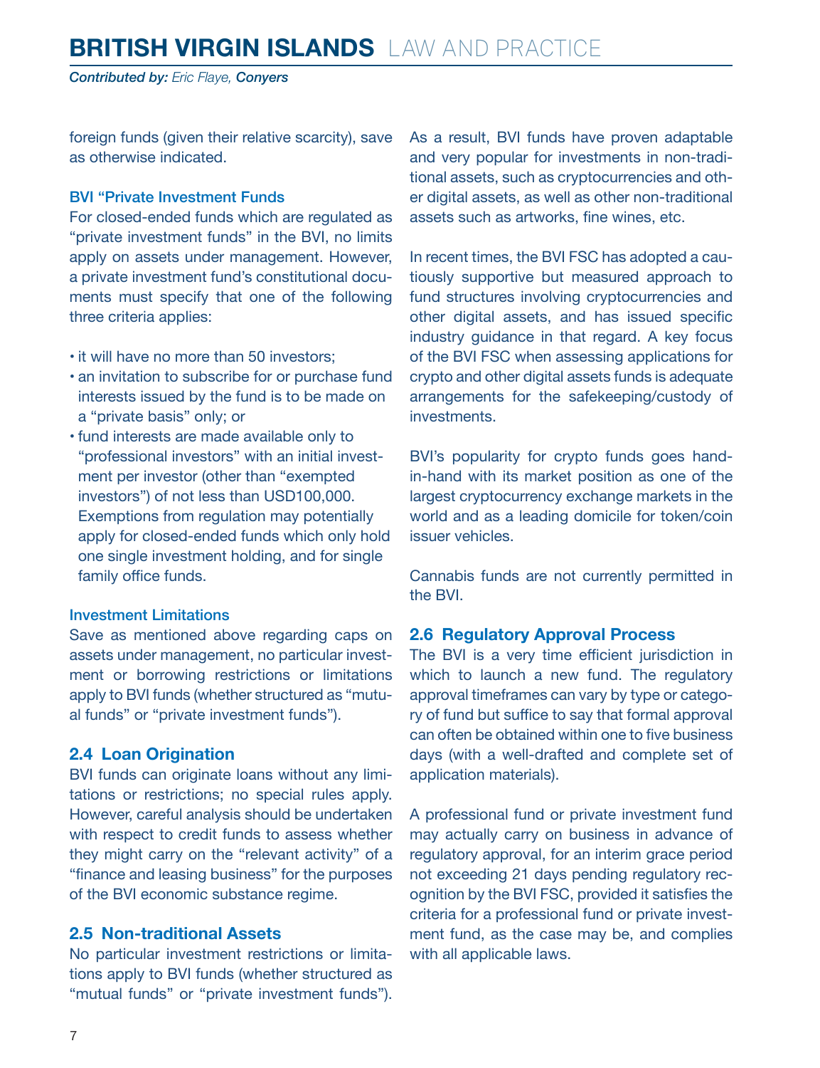foreign funds (given their relative scarcity), save as otherwise indicated.

### BVI "Private Investment Funds

For closed-ended funds which are regulated as "private investment funds" in the BVI, no limits apply on assets under management. However, a private investment fund's constitutional documents must specify that one of the following three criteria applies:

- it will have no more than 50 investors;
- an invitation to subscribe for or purchase fund interests issued by the fund is to be made on a "private basis" only; or
- fund interests are made available only to "professional investors" with an initial investment per investor (other than "exempted investors") of not less than USD100,000. Exemptions from regulation may potentially apply for closed-ended funds which only hold one single investment holding, and for single family office funds.

### Investment Limitations

Save as mentioned above regarding caps on assets under management, no particular investment or borrowing restrictions or limitations apply to BVI funds (whether structured as "mutual funds" or "private investment funds").

## 2.4 Loan Origination

BVI funds can originate loans without any limitations or restrictions; no special rules apply. However, careful analysis should be undertaken with respect to credit funds to assess whether they might carry on the "relevant activity" of a "finance and leasing business" for the purposes of the BVI economic substance regime.

## 2.5 Non-traditional Assets

No particular investment restrictions or limitations apply to BVI funds (whether structured as "mutual funds" or "private investment funds"). As a result, BVI funds have proven adaptable and very popular for investments in non-traditional assets, such as cryptocurrencies and other digital assets, as well as other non-traditional assets such as artworks, fine wines, etc.

In recent times, the BVI FSC has adopted a cautiously supportive but measured approach to fund structures involving cryptocurrencies and other digital assets, and has issued specific industry guidance in that regard. A key focus of the BVI FSC when assessing applications for crypto and other digital assets funds is adequate arrangements for the safekeeping/custody of investments.

BVI's popularity for crypto funds goes hand-in-hand with its market position as one of the largest cryptocurrency exchange markets in the world and as a leading domicile for token/coin issuer vehicles.

Cannabis funds are not currently permitted in the BVI.

## 2.6 Regulatory Approval Process

The BVI is a very time efficient jurisdiction in which to launch a new fund. The regulatory approval timeframes can vary by type or category of fund but suffice to say that formal approval can often be obtained within one to five business days (with a well-drafted and complete set of application materials).

A professional fund or private investment fund may actually carry on business in advance of regulatory approval, for an interim grace period not exceeding 21 days pending regulatory recognition by the BVI FSC, provided it satisfies the criteria for a professional fund or private investment fund, as the case may be, and complies with all applicable laws.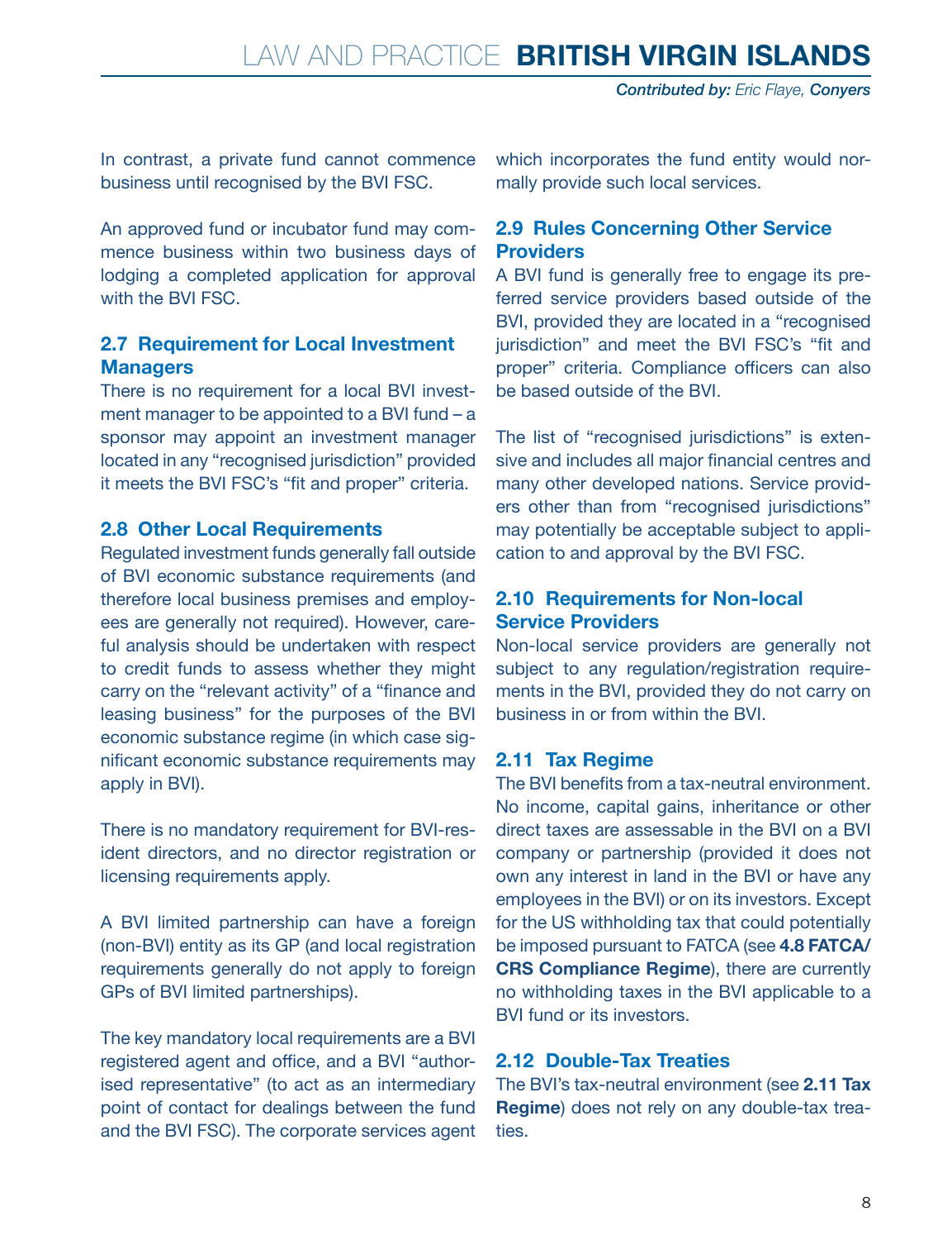In contrast, a private fund cannot commence business until recognised by the BVI FSC.

An approved fund or incubator fund may commence business within two business days of lodging a completed application for approval with the BVI FSC.

## 2.7 Requirement for Local Investment Managers

There is no requirement for a local BVI investment manager to be appointed to a BVI fund – a sponsor may appoint an investment manager located in any "recognised jurisdiction" provided it meets the BVI FSC's "fit and proper" criteria.

## 2.8 Other Local Requirements

Regulated investment funds generally fall outside of BVI economic substance requirements (and therefore local business premises and employees are generally not required). However, careful analysis should be undertaken with respect to credit funds to assess whether they might carry on the "relevant activity" of a "finance and leasing business" for the purposes of the BVI economic substance regime (in which case significant economic substance requirements may apply in BVI).

There is no mandatory requirement for BVI-resident directors, and no director registration or licensing requirements apply.

A BVI limited partnership can have a foreign (non-BVI) entity as its GP (and local registration requirements generally do not apply to foreign GPs of BVI limited partnerships).

The key mandatory local requirements are a BVI registered agent and office, and a BVI "authorised representative" (to act as an intermediary point of contact for dealings between the fund and the BVI FSC). The corporate services agent which incorporates the fund entity would normally provide such local services.

## 2.9 Rules Concerning Other Service Providers

A BVI fund is generally free to engage its preferred service providers based outside of the BVI, provided they are located in a "recognised jurisdiction" and meet the BVI FSC's "fit and proper" criteria. Compliance officers can also be based outside of the BVI.

The list of "recognised jurisdictions" is extensive and includes all major financial centres and many other developed nations. Service providers other than from "recognised jurisdictions" may potentially be acceptable subject to application to and approval by the BVI FSC.

## 2.10 Requirements for Non-local Service Providers

Non-local service providers are generally not subject to any regulation/registration requirements in the BVI, provided they do not carry on business in or from within the BVI.

## 2.11 Tax Regime

The BVI benefits from a tax-neutral environment. No income, capital gains, inheritance or other direct taxes are assessable in the BVI on a BVI company or partnership (provided it does not own any interest in land in the BVI or have any employees in the BVI) or on its investors. Except for the US withholding tax that could potentially be imposed pursuant to FATCA (see **4.8 FATCA/CRS Compliance Regime**), there are currently no withholding taxes in the BVI applicable to a BVI fund or its investors.

## 2.12 Double-Tax Treaties

The BVI's tax-neutral environment (see **2.11 Tax Regime**) does not rely on any double-tax treaties.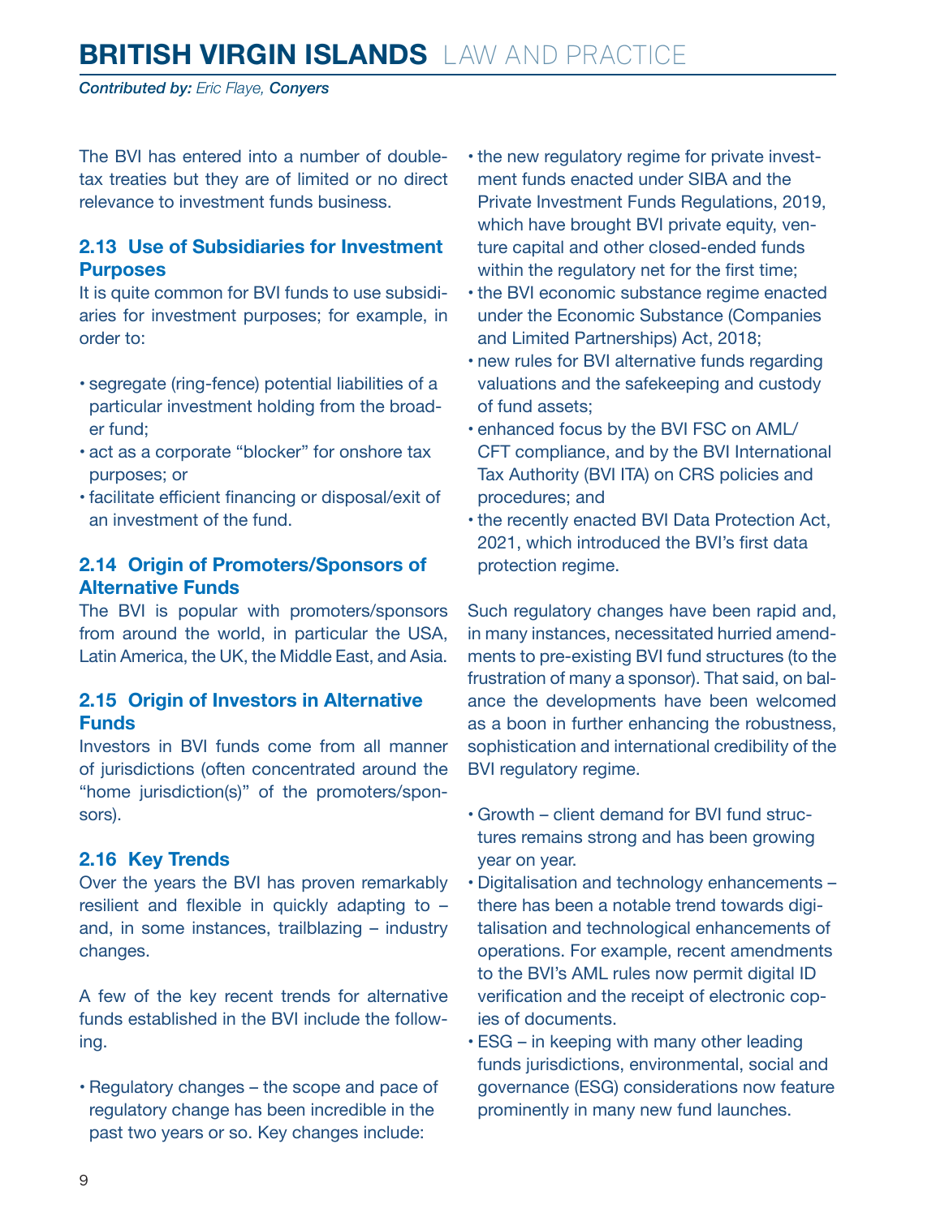The BVI has entered into a number of double-tax treaties but they are of limited or no direct relevance to investment funds business.

### 2.13 Use of Subsidiaries for Investment Purposes

It is quite common for BVI funds to use subsidiaries for investment purposes; for example, in order to:

- segregate (ring-fence) potential liabilities of a particular investment holding from the broader fund;
- act as a corporate "blocker" for onshore tax purposes; or
- facilitate efficient financing or disposal/exit of an investment of the fund.

### 2.14 Origin of Promoters/Sponsors of Alternative Funds

The BVI is popular with promoters/sponsors from around the world, in particular the USA, Latin America, the UK, the Middle East, and Asia.

### 2.15 Origin of Investors in Alternative Funds

Investors in BVI funds come from all manner of jurisdictions (often concentrated around the "home jurisdiction(s)" of the promoters/sponsors).

### 2.16 Key Trends

Over the years the BVI has proven remarkably resilient and flexible in quickly adapting to – and, in some instances, trailblazing – industry changes.

A few of the key recent trends for alternative funds established in the BVI include the following.

- Regulatory changes – the scope and pace of regulatory change has been incredible in the past two years or so. Key changes include:
  - the new regulatory regime for private investment funds enacted under SIBA and the Private Investment Funds Regulations, 2019, which have brought BVI private equity, venture capital and other closed-ended funds within the regulatory net for the first time;
  - the BVI economic substance regime enacted under the Economic Substance (Companies and Limited Partnerships) Act, 2018;
  - new rules for BVI alternative funds regarding valuations and the safekeeping and custody of fund assets;
  - enhanced focus by the BVI FSC on AML/CFT compliance, and by the BVI International Tax Authority (BVI ITA) on CRS policies and procedures; and
  - the recently enacted BVI Data Protection Act, 2021, which introduced the BVI's first data protection regime.

Such regulatory changes have been rapid and, in many instances, necessitated hurried amendments to pre-existing BVI fund structures (to the frustration of many a sponsor). That said, on balance the developments have been welcomed as a boon in further enhancing the robustness, sophistication and international credibility of the BVI regulatory regime.

- Growth – client demand for BVI fund structures remains strong and has been growing year on year.
- Digitalisation and technology enhancements – there has been a notable trend towards digitalisation and technological enhancements of operations. For example, recent amendments to the BVI's AML rules now permit digital ID verification and the receipt of electronic copies of documents.
- ESG – in keeping with many other leading funds jurisdictions, environmental, social and governance (ESG) considerations now feature prominently in many new fund launches.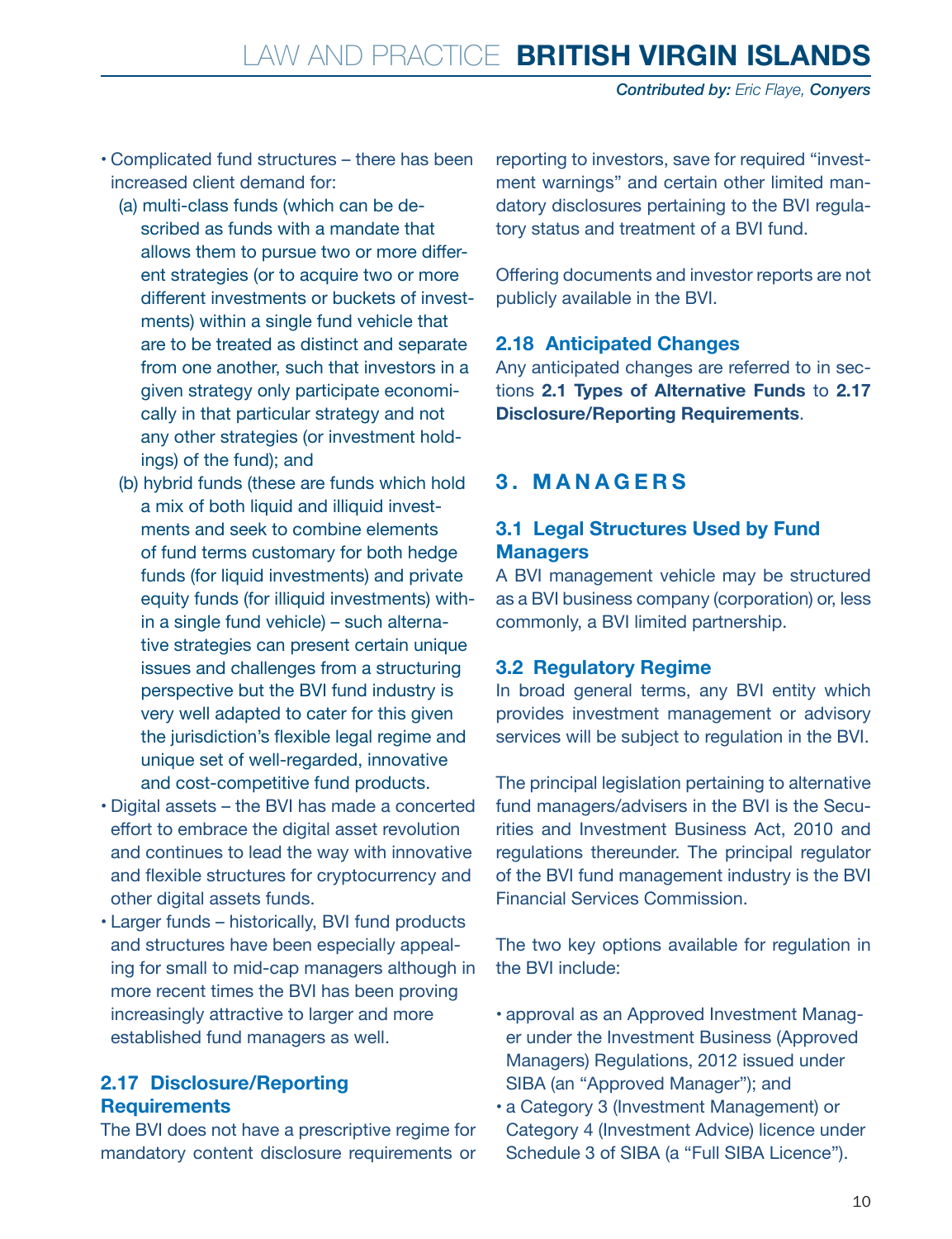- Complicated fund structures – there has been increased client demand for:
  - (a) multi-class funds (which can be described as funds with a mandate that allows them to pursue two or more different strategies (or to acquire two or more different investments or buckets of investments) within a single fund vehicle that are to be treated as distinct and separate from one another, such that investors in a given strategy only participate economically in that particular strategy and not any other strategies (or investment holdings) of the fund); and
  - (b) hybrid funds (these are funds which hold a mix of both liquid and illiquid investments and seek to combine elements of fund terms customary for both hedge funds (for liquid investments) and private equity funds (for illiquid investments) within a single fund vehicle) – such alternative strategies can present certain unique issues and challenges from a structuring perspective but the BVI fund industry is very well adapted to cater for this given the jurisdiction's flexible legal regime and unique set of well-regarded, innovative and cost-competitive fund products.
- Digital assets – the BVI has made a concerted effort to embrace the digital asset revolution and continues to lead the way with innovative and flexible structures for cryptocurrency and other digital assets funds.
- Larger funds – historically, BVI fund products and structures have been especially appealing for small to mid-cap managers although in more recent times the BVI has been proving increasingly attractive to larger and more established fund managers as well.

### 2.17 Disclosure/Reporting Requirements

The BVI does not have a prescriptive regime for mandatory content disclosure requirements or reporting to investors, save for required "investment warnings" and certain other limited mandatory disclosures pertaining to the BVI regulatory status and treatment of a BVI fund.

Offering documents and investor reports are not publicly available in the BVI.

### 2.18 Anticipated Changes

Any anticipated changes are referred to in sections **2.1 Types of Alternative Funds** to **2.17 Disclosure/Reporting Requirements**.

## 3. MANAGERS

### 3.1 Legal Structures Used by Fund Managers

A BVI management vehicle may be structured as a BVI business company (corporation) or, less commonly, a BVI limited partnership.

### 3.2 Regulatory Regime

In broad general terms, any BVI entity which provides investment management or advisory services will be subject to regulation in the BVI.

The principal legislation pertaining to alternative fund managers/advisers in the BVI is the Securities and Investment Business Act, 2010 and regulations thereunder. The principal regulator of the BVI fund management industry is the BVI Financial Services Commission.

The two key options available for regulation in the BVI include:

- approval as an Approved Investment Manager under the Investment Business (Approved Managers) Regulations, 2012 issued under SIBA (an "Approved Manager"); and
- a Category 3 (Investment Management) or Category 4 (Investment Advice) licence under Schedule 3 of SIBA (a "Full SIBA Licence").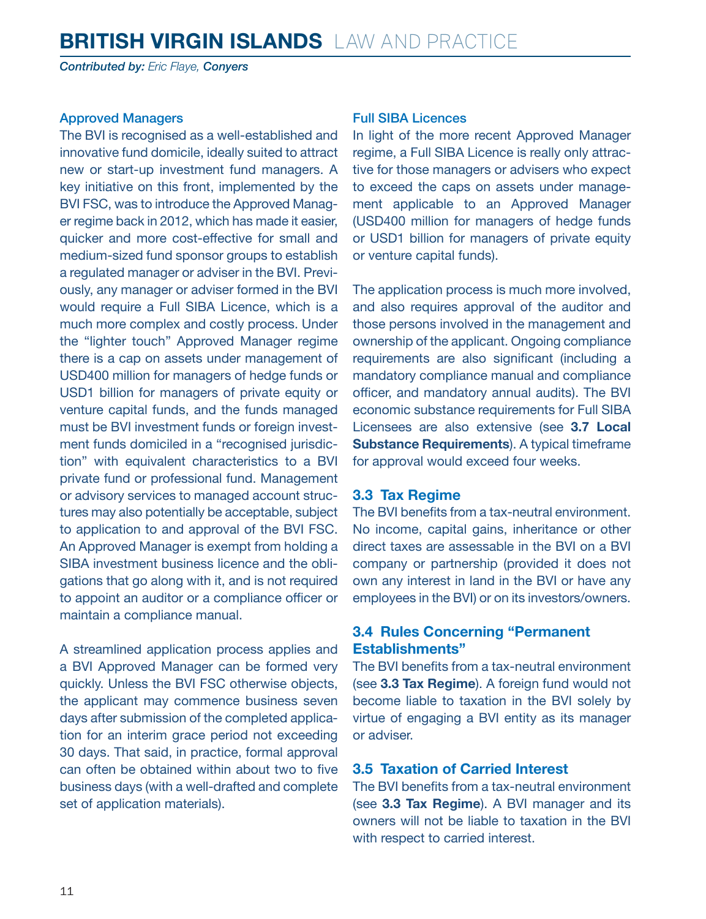### Approved Managers

The BVI is recognised as a well-established and innovative fund domicile, ideally suited to attract new or start-up investment fund managers. A key initiative on this front, implemented by the BVI FSC, was to introduce the Approved Manager regime back in 2012, which has made it easier, quicker and more cost-effective for small and medium-sized fund sponsor groups to establish a regulated manager or adviser in the BVI. Previously, any manager or adviser formed in the BVI would require a Full SIBA Licence, which is a much more complex and costly process. Under the "lighter touch" Approved Manager regime there is a cap on assets under management of USD400 million for managers of hedge funds or USD1 billion for managers of private equity or venture capital funds, and the funds managed must be BVI investment funds or foreign investment funds domiciled in a "recognised jurisdiction" with equivalent characteristics to a BVI private fund or professional fund. Management or advisory services to managed account structures may also potentially be acceptable, subject to application to and approval of the BVI FSC. An Approved Manager is exempt from holding a SIBA investment business licence and the obligations that go along with it, and is not required to appoint an auditor or a compliance officer or maintain a compliance manual.

A streamlined application process applies and a BVI Approved Manager can be formed very quickly. Unless the BVI FSC otherwise objects, the applicant may commence business seven days after submission of the completed application for an interim grace period not exceeding 30 days. That said, in practice, formal approval can often be obtained within about two to five business days (with a well-drafted and complete set of application materials).

### Full SIBA Licences

In light of the more recent Approved Manager regime, a Full SIBA Licence is really only attractive for those managers or advisers who expect to exceed the caps on assets under management applicable to an Approved Manager (USD400 million for managers of hedge funds or USD1 billion for managers of private equity or venture capital funds).

The application process is much more involved, and also requires approval of the auditor and those persons involved in the management and ownership of the applicant. Ongoing compliance requirements are also significant (including a mandatory compliance manual and compliance officer, and mandatory annual audits). The BVI economic substance requirements for Full SIBA Licensees are also extensive (see **3.7 Local Substance Requirements**). A typical timeframe for approval would exceed four weeks.

## 3.3 Tax Regime

The BVI benefits from a tax-neutral environment. No income, capital gains, inheritance or other direct taxes are assessable in the BVI on a BVI company or partnership (provided it does not own any interest in land in the BVI or have any employees in the BVI) or on its investors/owners.

## 3.4 Rules Concerning "Permanent Establishments"

The BVI benefits from a tax-neutral environment (see **3.3 Tax Regime**). A foreign fund would not become liable to taxation in the BVI solely by virtue of engaging a BVI entity as its manager or adviser.

## 3.5 Taxation of Carried Interest

The BVI benefits from a tax-neutral environment (see **3.3 Tax Regime**). A BVI manager and its owners will not be liable to taxation in the BVI with respect to carried interest.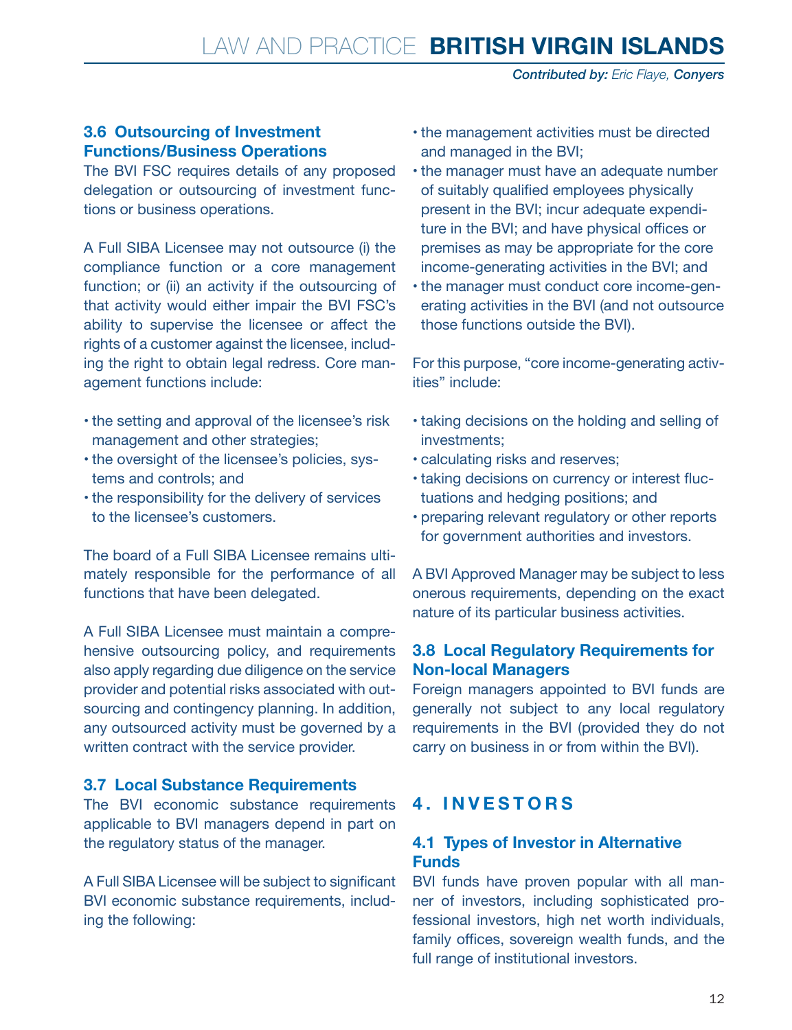### 3.6 Outsourcing of Investment Functions/Business Operations

The BVI FSC requires details of any proposed delegation or outsourcing of investment functions or business operations.

A Full SIBA Licensee may not outsource (i) the compliance function or a core management function; or (ii) an activity if the outsourcing of that activity would either impair the BVI FSC's ability to supervise the licensee or affect the rights of a customer against the licensee, including the right to obtain legal redress. Core management functions include:

- the setting and approval of the licensee's risk management and other strategies;
- the oversight of the licensee's policies, systems and controls; and
- the responsibility for the delivery of services to the licensee's customers.

The board of a Full SIBA Licensee remains ultimately responsible for the performance of all functions that have been delegated.

A Full SIBA Licensee must maintain a comprehensive outsourcing policy, and requirements also apply regarding due diligence on the service provider and potential risks associated with outsourcing and contingency planning. In addition, any outsourced activity must be governed by a written contract with the service provider.

### 3.7 Local Substance Requirements

The BVI economic substance requirements applicable to BVI managers depend in part on the regulatory status of the manager.

A Full SIBA Licensee will be subject to significant BVI economic substance requirements, including the following:

- the management activities must be directed and managed in the BVI;
- the manager must have an adequate number of suitably qualified employees physically present in the BVI; incur adequate expenditure in the BVI; and have physical offices or premises as may be appropriate for the core income-generating activities in the BVI; and
- the manager must conduct core income-generating activities in the BVI (and not outsource those functions outside the BVI).

For this purpose, "core income-generating activities" include:

- taking decisions on the holding and selling of investments;
- calculating risks and reserves;
- taking decisions on currency or interest fluctuations and hedging positions; and
- preparing relevant regulatory or other reports for government authorities and investors.

A BVI Approved Manager may be subject to less onerous requirements, depending on the exact nature of its particular business activities.

### 3.8 Local Regulatory Requirements for Non-local Managers

Foreign managers appointed to BVI funds are generally not subject to any local regulatory requirements in the BVI (provided they do not carry on business in or from within the BVI).

## 4. INVESTORS

### 4.1 Types of Investor in Alternative Funds

BVI funds have proven popular with all manner of investors, including sophisticated professional investors, high net worth individuals, family offices, sovereign wealth funds, and the full range of institutional investors.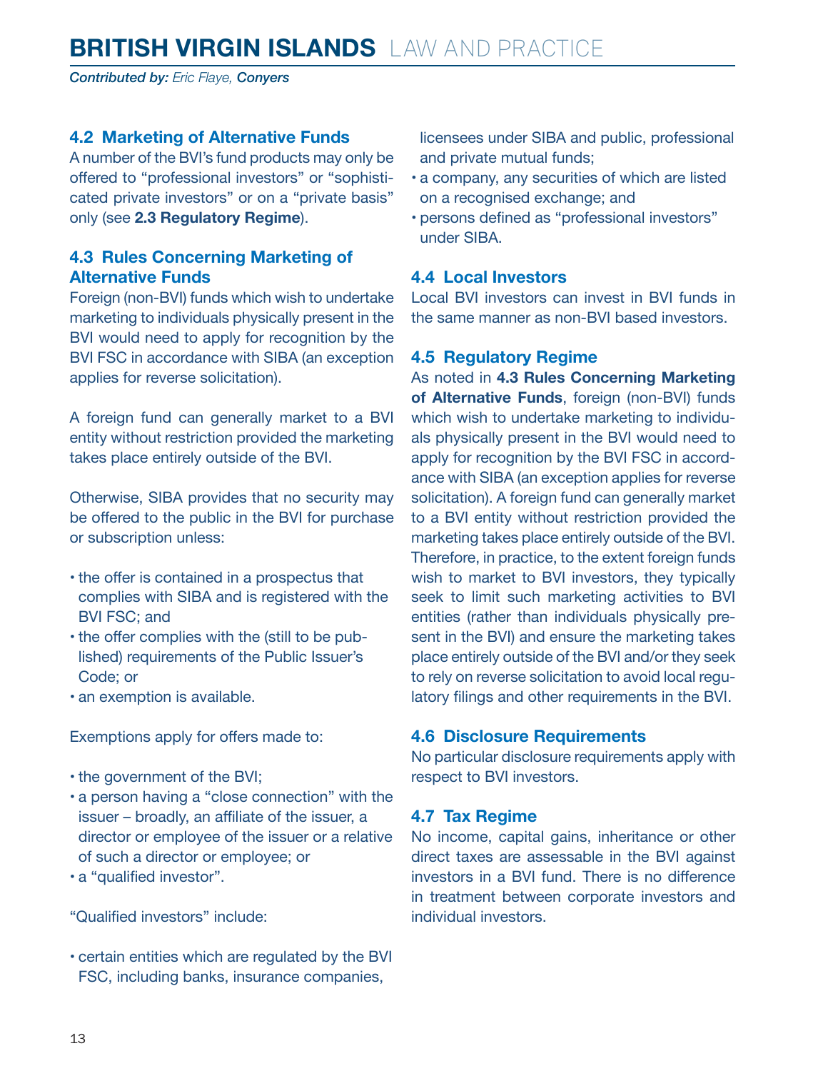## 4.2 Marketing of Alternative Funds

A number of the BVI's fund products may only be offered to "professional investors" or "sophisticated private investors" or on a "private basis" only (see **2.3 Regulatory Regime**).

## 4.3 Rules Concerning Marketing of Alternative Funds

Foreign (non-BVI) funds which wish to undertake marketing to individuals physically present in the BVI would need to apply for recognition by the BVI FSC in accordance with SIBA (an exception applies for reverse solicitation).

A foreign fund can generally market to a BVI entity without restriction provided the marketing takes place entirely outside of the BVI.

Otherwise, SIBA provides that no security may be offered to the public in the BVI for purchase or subscription unless:

- the offer is contained in a prospectus that complies with SIBA and is registered with the BVI FSC; and
- the offer complies with the (still to be published) requirements of the Public Issuer's Code; or
- an exemption is available.

Exemptions apply for offers made to:

- the government of the BVI;
- a person having a "close connection" with the issuer – broadly, an affiliate of the issuer, a director or employee of the issuer or a relative of such a director or employee; or
- a "qualified investor".

"Qualified investors" include:

- certain entities which are regulated by the BVI FSC, including banks, insurance companies, licensees under SIBA and public, professional and private mutual funds;
- a company, any securities of which are listed on a recognised exchange; and
- persons defined as "professional investors" under SIBA.

## 4.4 Local Investors

Local BVI investors can invest in BVI funds in the same manner as non-BVI based investors.

## 4.5 Regulatory Regime

As noted in **4.3 Rules Concerning Marketing of Alternative Funds**, foreign (non-BVI) funds which wish to undertake marketing to individuals physically present in the BVI would need to apply for recognition by the BVI FSC in accordance with SIBA (an exception applies for reverse solicitation). A foreign fund can generally market to a BVI entity without restriction provided the marketing takes place entirely outside of the BVI. Therefore, in practice, to the extent foreign funds wish to market to BVI investors, they typically seek to limit such marketing activities to BVI entities (rather than individuals physically present in the BVI) and ensure the marketing takes place entirely outside of the BVI and/or they seek to rely on reverse solicitation to avoid local regulatory filings and other requirements in the BVI.

## 4.6 Disclosure Requirements

No particular disclosure requirements apply with respect to BVI investors.

## 4.7 Tax Regime

No income, capital gains, inheritance or other direct taxes are assessable in the BVI against investors in a BVI fund. There is no difference in treatment between corporate investors and individual investors.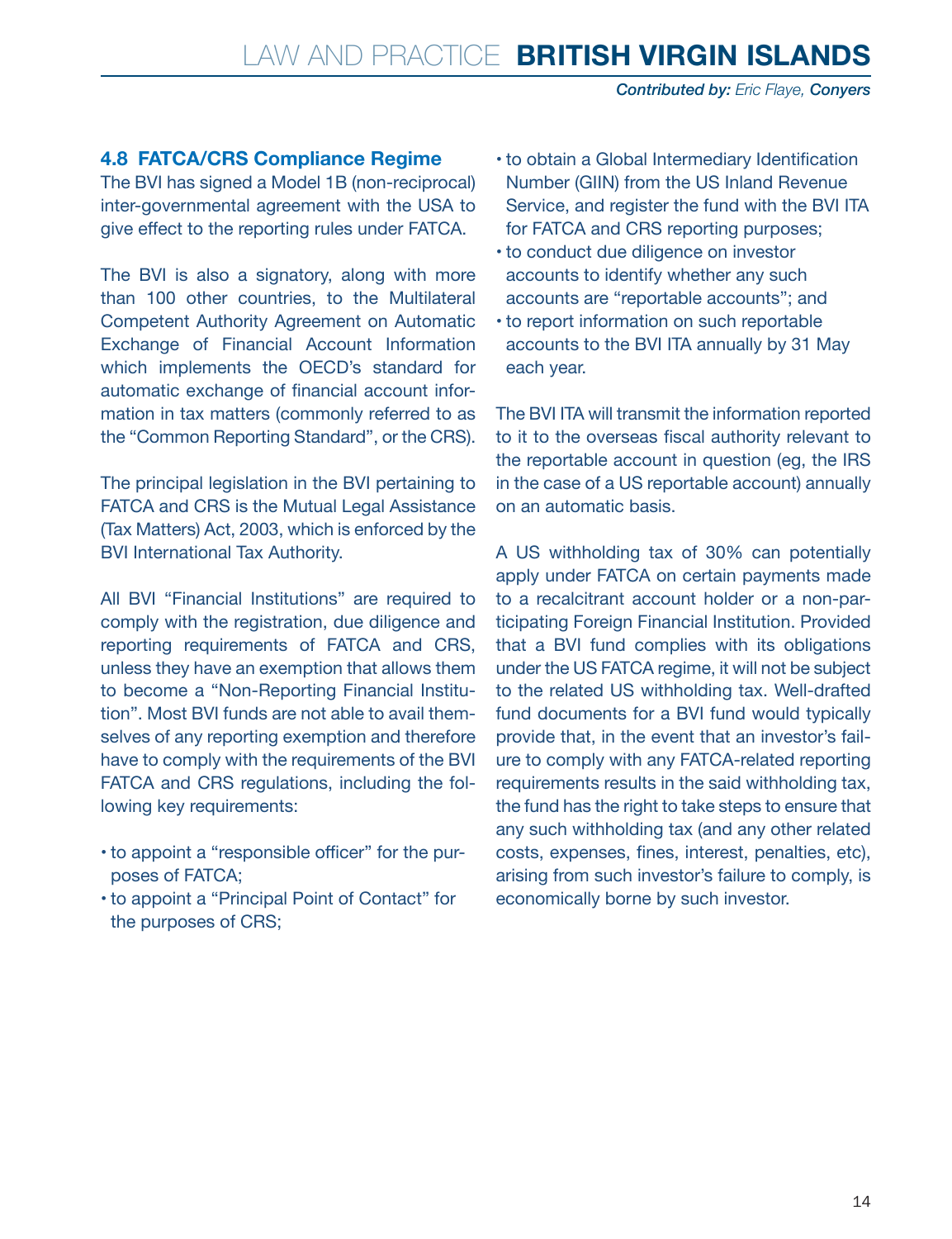### 4.8 FATCA/CRS Compliance Regime

The BVI has signed a Model 1B (non-reciprocal) inter-governmental agreement with the USA to give effect to the reporting rules under FATCA.

The BVI is also a signatory, along with more than 100 other countries, to the Multilateral Competent Authority Agreement on Automatic Exchange of Financial Account Information which implements the OECD's standard for automatic exchange of financial account information in tax matters (commonly referred to as the "Common Reporting Standard", or the CRS).

The principal legislation in the BVI pertaining to FATCA and CRS is the Mutual Legal Assistance (Tax Matters) Act, 2003, which is enforced by the BVI International Tax Authority.

All BVI "Financial Institutions" are required to comply with the registration, due diligence and reporting requirements of FATCA and CRS, unless they have an exemption that allows them to become a "Non-Reporting Financial Institution". Most BVI funds are not able to avail themselves of any reporting exemption and therefore have to comply with the requirements of the BVI FATCA and CRS regulations, including the following key requirements:

- to appoint a "responsible officer" for the purposes of FATCA;
- to appoint a "Principal Point of Contact" for the purposes of CRS;
- to obtain a Global Intermediary Identification Number (GIIN) from the US Inland Revenue Service, and register the fund with the BVI ITA for FATCA and CRS reporting purposes;
- to conduct due diligence on investor accounts to identify whether any such accounts are "reportable accounts"; and
- to report information on such reportable accounts to the BVI ITA annually by 31 May each year.

The BVI ITA will transmit the information reported to it to the overseas fiscal authority relevant to the reportable account in question (eg, the IRS in the case of a US reportable account) annually on an automatic basis.

A US withholding tax of 30% can potentially apply under FATCA on certain payments made to a recalcitrant account holder or a non-participating Foreign Financial Institution. Provided that a BVI fund complies with its obligations under the US FATCA regime, it will not be subject to the related US withholding tax. Well-drafted fund documents for a BVI fund would typically provide that, in the event that an investor's failure to comply with any FATCA-related reporting requirements results in the said withholding tax, the fund has the right to take steps to ensure that any such withholding tax (and any other related costs, expenses, fines, interest, penalties, etc), arising from such investor's failure to comply, is economically borne by such investor.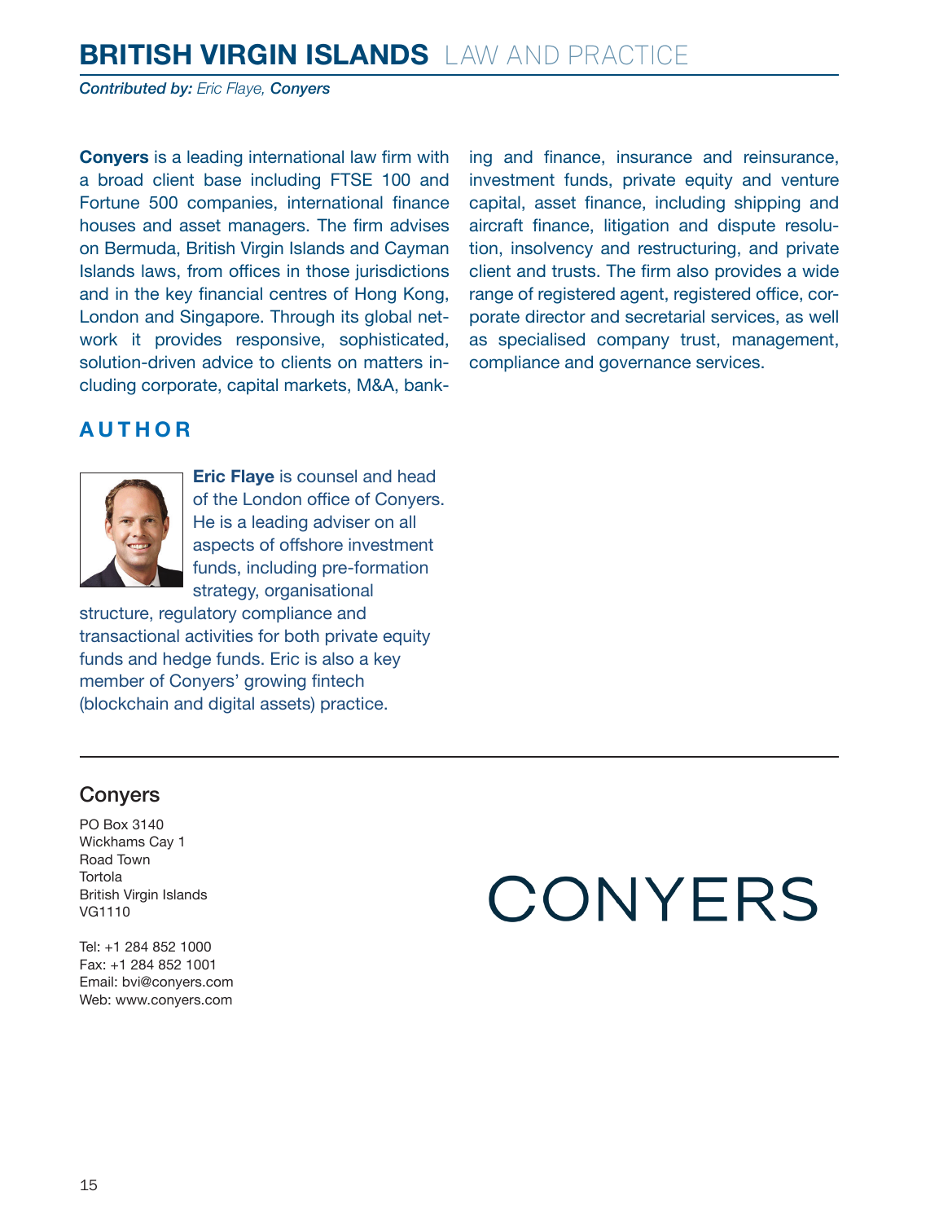# BRITISH VIRGIN ISLANDS LAW AND PRACTICE

*Contributed by: Eric Flaye,* ***Conyers***

**Conyers** is a leading international law firm with a broad client base including FTSE 100 and Fortune 500 companies, international finance houses and asset managers. The firm advises on Bermuda, British Virgin Islands and Cayman Islands laws, from offices in those jurisdictions and in the key financial centres of Hong Kong, London and Singapore. Through its global network it provides responsive, sophisticated, solution-driven advice to clients on matters including corporate, capital markets, M&A, banking and finance, insurance and reinsurance, investment funds, private equity and venture capital, asset finance, including shipping and aircraft finance, litigation and dispute resolution, insolvency and restructuring, and private client and trusts. The firm also provides a wide range of registered agent, registered office, corporate director and secretarial services, as well as specialised company trust, management, compliance and governance services.

## AUTHOR

**Eric Flaye** is counsel and head of the London office of Conyers. He is a leading adviser on all aspects of offshore investment funds, including pre-formation strategy, organisational structure, regulatory compliance and transactional activities for both private equity funds and hedge funds. Eric is also a key member of Conyers' growing fintech (blockchain and digital assets) practice.

## Conyers

PO Box 3140
Wickhams Cay 1
Road Town
Tortola
British Virgin Islands
VG1110

Tel: +1 284 852 1000
Fax: +1 284 852 1001
Email: bvi@conyers.com
Web: www.conyers.com

CONYERS